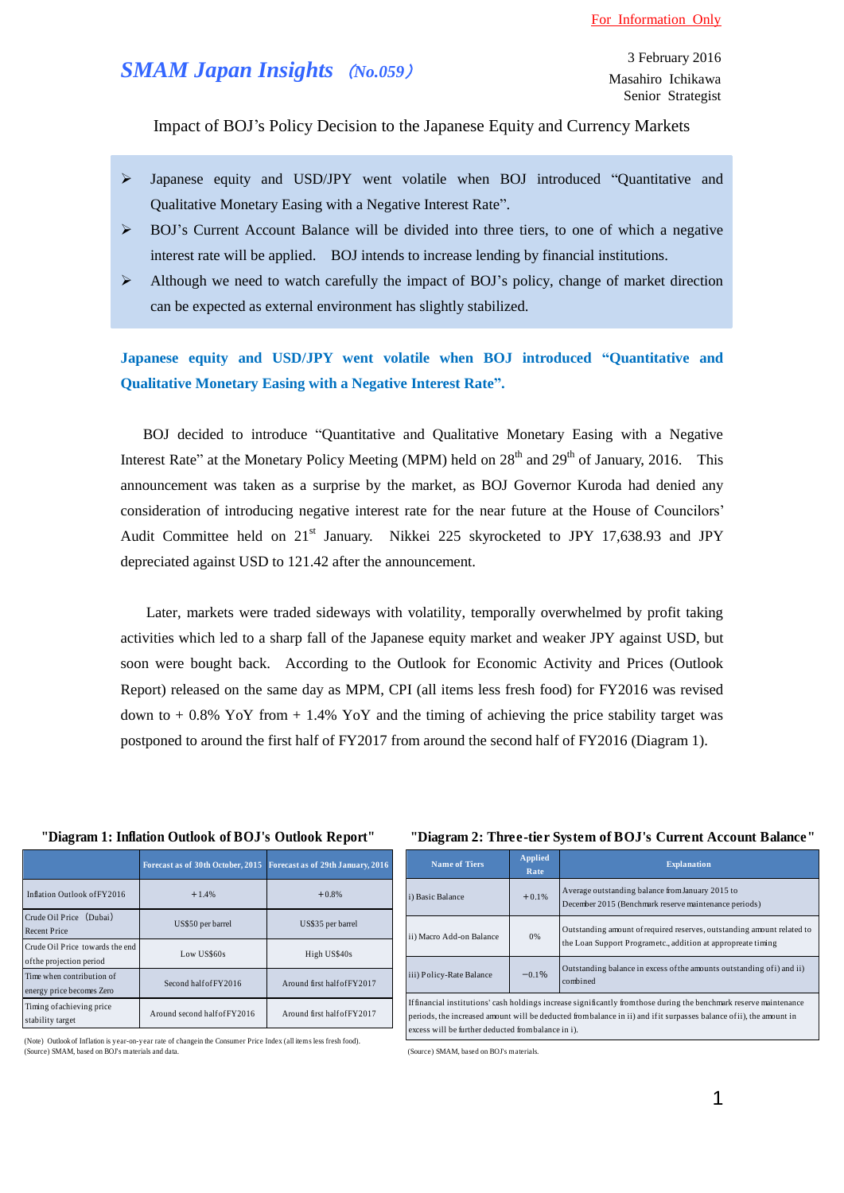For Information Only

# *SMAM Japan Insights (No.059)*

3 February 2016
Masahiro Ichikawa
Senior Strategist

## Impact of BOJ's Policy Decision to the Japanese Equity and Currency Markets

- Japanese equity and USD/JPY went volatile when BOJ introduced "Quantitative and Qualitative Monetary Easing with a Negative Interest Rate".
- BOJ's Current Account Balance will be divided into three tiers, to one of which a negative interest rate will be applied. BOJ intends to increase lending by financial institutions.
- Although we need to watch carefully the impact of BOJ's policy, change of market direction can be expected as external environment has slightly stabilized.

### Japanese equity and USD/JPY went volatile when BOJ introduced "Quantitative and Qualitative Monetary Easing with a Negative Interest Rate".

BOJ decided to introduce "Quantitative and Qualitative Monetary Easing with a Negative Interest Rate" at the Monetary Policy Meeting (MPM) held on 28th and 29th of January, 2016. This announcement was taken as a surprise by the market, as BOJ Governor Kuroda had denied any consideration of introducing negative interest rate for the near future at the House of Councilors' Audit Committee held on 21st January. Nikkei 225 skyrocketed to JPY 17,638.93 and JPY depreciated against USD to 121.42 after the announcement.

Later, markets were traded sideways with volatility, temporally overwhelmed by profit taking activities which led to a sharp fall of the Japanese equity market and weaker JPY against USD, but soon were bought back. According to the Outlook for Economic Activity and Prices (Outlook Report) released on the same day as MPM, CPI (all items less fresh food) for FY2016 was revised down to + 0.8% YoY from + 1.4% YoY and the timing of achieving the price stability target was postponed to around the first half of FY2017 from around the second half of FY2016 (Diagram 1).

**"Diagram 1: Inflation Outlook of BOJ's Outlook Report"**

| | Forecast as of 30th October, 2015 | Forecast as of 29th January, 2016 |
|---|---|---|
| Inflation Outlook of FY2016 | +1.4% | +0.8% |
| Crude Oil Price (Dubai) Recent Price | US$50 per barrel | US$35 per barrel |
| Crude Oil Price towards the end of the projection period | Low US$60s | High US$40s |
| Time when contribution of energy price becomes Zero | Second half of FY2016 | Around first half of FY2017 |
| Timing of achieving price stability target | Around second half of FY2016 | Around first half of FY2017 |

(Note) Outlook of Inflation is year-on-year rate of change in the Consumer Price Index (all items less fresh food).
(Source) SMAM, based on BOJ's materials and data.

**"Diagram 2: Three-tier System of BOJ's Current Account Balance"**

| Name of Tiers | Applied Rate | Explanation |
|---|---|---|
| i) Basic Balance | +0.1% | Average outstanding balance from January 2015 to December 2015 (Benchmark reserve maintenance periods) |
| ii) Macro Add-on Balance | 0% | Outstanding amount of required reserves, outstanding amount related to the Loan Support Program etc., addition at appropreate timing |
| iii) Policy-Rate Balance | −0.1% | Outstanding balance in excess of the amounts outstanding of i) and ii) combined |
| If financial institutions' cash holdings increase significantly from those during the benchmark reserve maintenance periods, the increased amount will be deducted from balance in ii) and if it surpasses balance of ii), the amount in excess will be further deducted from balance in i). | | |

(Source) SMAM, based on BOJ's materials.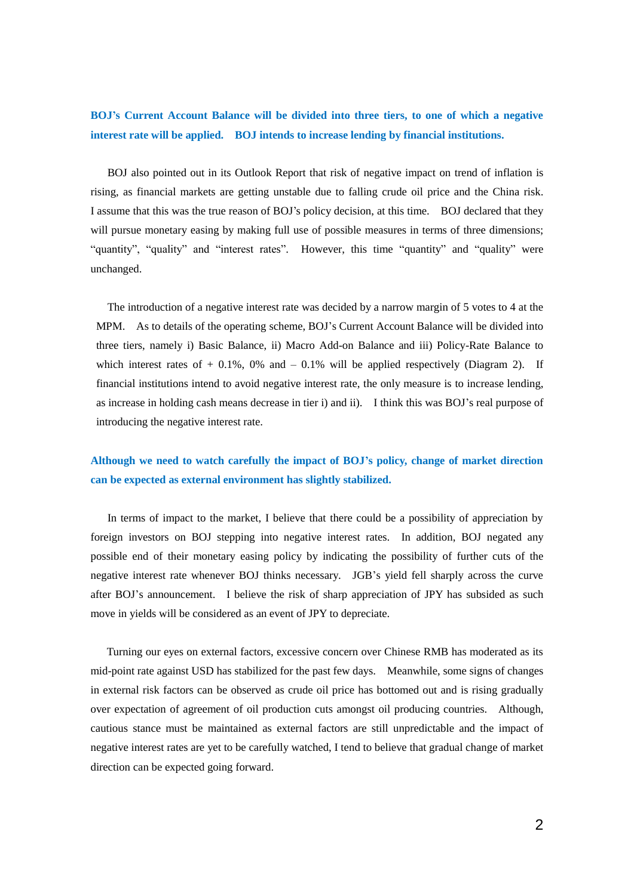**BOJ's Current Account Balance will be divided into three tiers, to one of which a negative interest rate will be applied. BOJ intends to increase lending by financial institutions.**

BOJ also pointed out in its Outlook Report that risk of negative impact on trend of inflation is rising, as financial markets are getting unstable due to falling crude oil price and the China risk. I assume that this was the true reason of BOJ's policy decision, at this time. BOJ declared that they will pursue monetary easing by making full use of possible measures in terms of three dimensions; "quantity", "quality" and "interest rates". However, this time "quantity" and "quality" were unchanged.

The introduction of a negative interest rate was decided by a narrow margin of 5 votes to 4 at the MPM. As to details of the operating scheme, BOJ's Current Account Balance will be divided into three tiers, namely i) Basic Balance, ii) Macro Add-on Balance and iii) Policy-Rate Balance to which interest rates of + 0.1%, 0% and – 0.1% will be applied respectively (Diagram 2). If financial institutions intend to avoid negative interest rate, the only measure is to increase lending, as increase in holding cash means decrease in tier i) and ii). I think this was BOJ's real purpose of introducing the negative interest rate.

**Although we need to watch carefully the impact of BOJ's policy, change of market direction can be expected as external environment has slightly stabilized.**

In terms of impact to the market, I believe that there could be a possibility of appreciation by foreign investors on BOJ stepping into negative interest rates. In addition, BOJ negated any possible end of their monetary easing policy by indicating the possibility of further cuts of the negative interest rate whenever BOJ thinks necessary. JGB's yield fell sharply across the curve after BOJ's announcement. I believe the risk of sharp appreciation of JPY has subsided as such move in yields will be considered as an event of JPY to depreciate.

Turning our eyes on external factors, excessive concern over Chinese RMB has moderated as its mid-point rate against USD has stabilized for the past few days. Meanwhile, some signs of changes in external risk factors can be observed as crude oil price has bottomed out and is rising gradually over expectation of agreement of oil production cuts amongst oil producing countries. Although, cautious stance must be maintained as external factors are still unpredictable and the impact of negative interest rates are yet to be carefully watched, I tend to believe that gradual change of market direction can be expected going forward.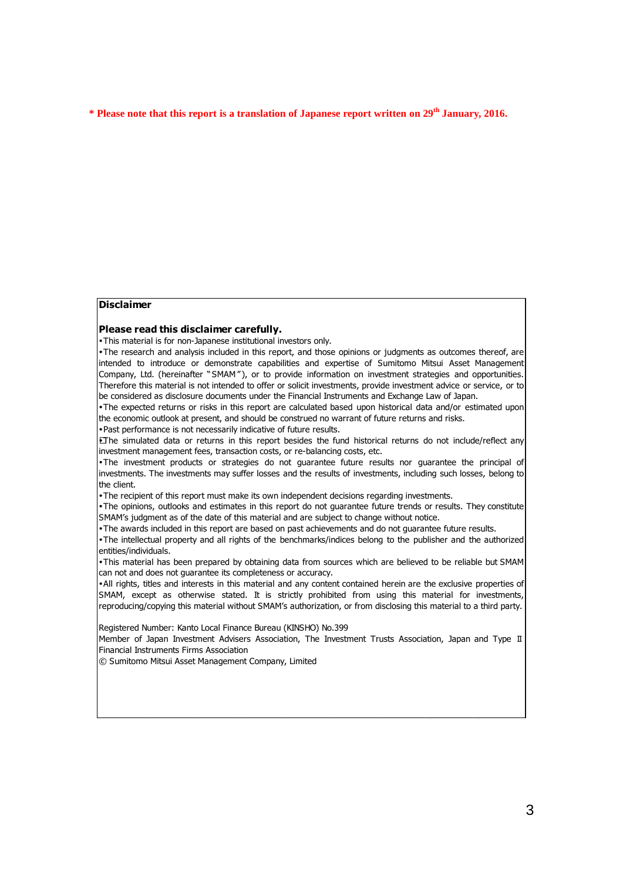\* Please note that this report is a translation of Japanese report written on 29th January, 2016.

**Disclaimer**

**Please read this disclaimer carefully.**

- This material is for non-Japanese institutional investors only.
- The research and analysis included in this report, and those opinions or judgments as outcomes thereof, are intended to introduce or demonstrate capabilities and expertise of Sumitomo Mitsui Asset Management Company, Ltd. (hereinafter "SMAM"), or to provide information on investment strategies and opportunities. Therefore this material is not intended to offer or solicit investments, provide investment advice or service, or to be considered as disclosure documents under the Financial Instruments and Exchange Law of Japan.
- The expected returns or risks in this report are calculated based upon historical data and/or estimated upon the economic outlook at present, and should be construed no warrant of future returns and risks.
- Past performance is not necessarily indicative of future results.
- The simulated data or returns in this report besides the fund historical returns do not include/reflect any investment management fees, transaction costs, or re-balancing costs, etc.
- The investment products or strategies do not guarantee future results nor guarantee the principal of investments. The investments may suffer losses and the results of investments, including such losses, belong to the client.
- The recipient of this report must make its own independent decisions regarding investments.
- The opinions, outlooks and estimates in this report do not guarantee future trends or results. They constitute SMAM's judgment as of the date of this material and are subject to change without notice.
- The awards included in this report are based on past achievements and do not guarantee future results.
- The intellectual property and all rights of the benchmarks/indices belong to the publisher and the authorized entities/individuals.
- This material has been prepared by obtaining data from sources which are believed to be reliable but SMAM can not and does not guarantee its completeness or accuracy.
- All rights, titles and interests in this material and any content contained herein are the exclusive properties of SMAM, except as otherwise stated. It is strictly prohibited from using this material for investments, reproducing/copying this material without SMAM's authorization, or from disclosing this material to a third party.

Registered Number: Kanto Local Finance Bureau (KINSHO) No.399
Member of Japan Investment Advisers Association, The Investment Trusts Association, Japan and Type Ⅱ Financial Instruments Firms Association
© Sumitomo Mitsui Asset Management Company, Limited